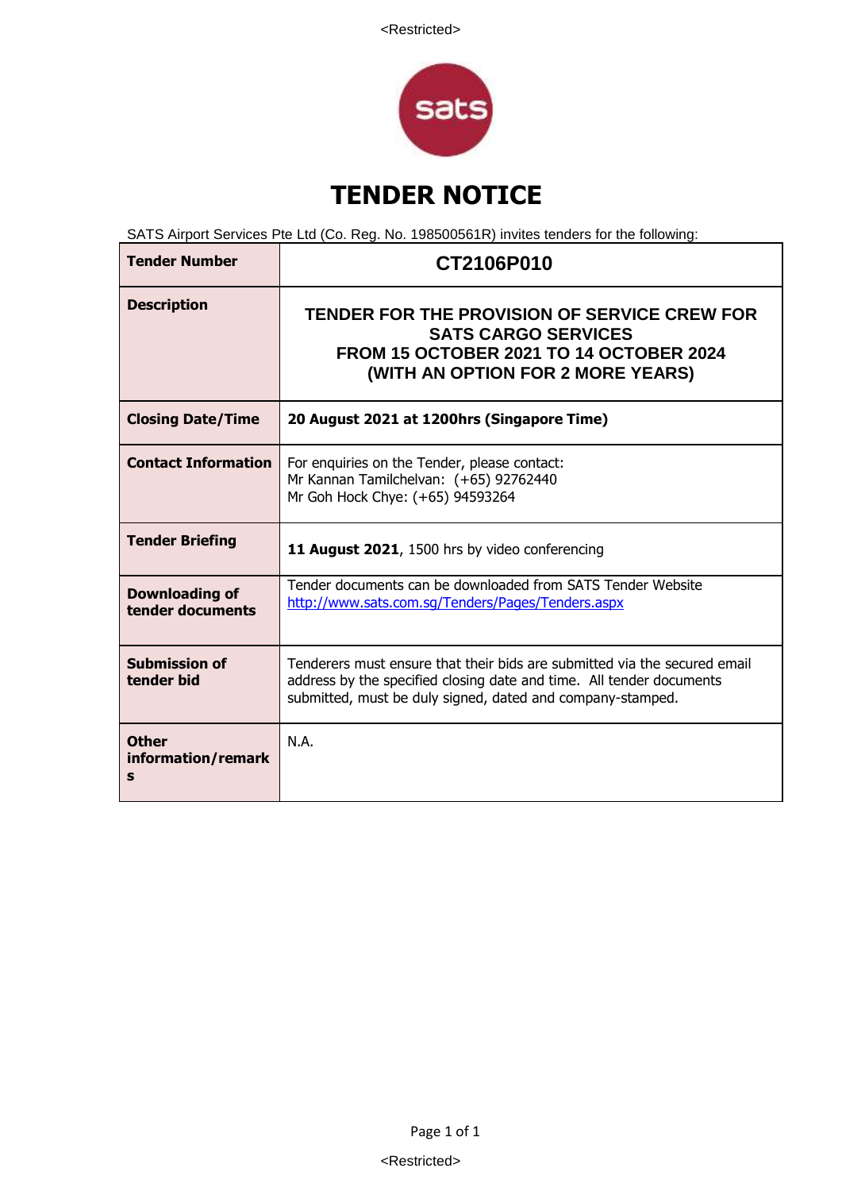# TENDER NOTICE

SATS Airport Services Pte Ltd (Co. Reg. No. 198500561R) invites tenders for the following:

| **Tender Number** | **CT2106P010** |
|---|---|
| **Description** | **TENDER FOR THE PROVISION OF SERVICE CREW FOR SATS CARGO SERVICES FROM 15 OCTOBER 2021 TO 14 OCTOBER 2024 (WITH AN OPTION FOR 2 MORE YEARS)** |
| **Closing Date/Time** | **20 August 2021 at 1200hrs (Singapore Time)** |
| **Contact Information** | For enquiries on the Tender, please contact:<br>Mr Kannan Tamilchelvan: (+65) 92762440<br>Mr Goh Hock Chye: (+65) 94593264 |
| **Tender Briefing** | **11 August 2021**, 1500 hrs by video conferencing |
| **Downloading of tender documents** | Tender documents can be downloaded from SATS Tender Website<br>http://www.sats.com.sg/Tenders/Pages/Tenders.aspx |
| **Submission of tender bid** | Tenderers must ensure that their bids are submitted via the secured email address by the specified closing date and time. All tender documents submitted, must be duly signed, dated and company-stamped. |
| **Other information/remarks** | N.A. |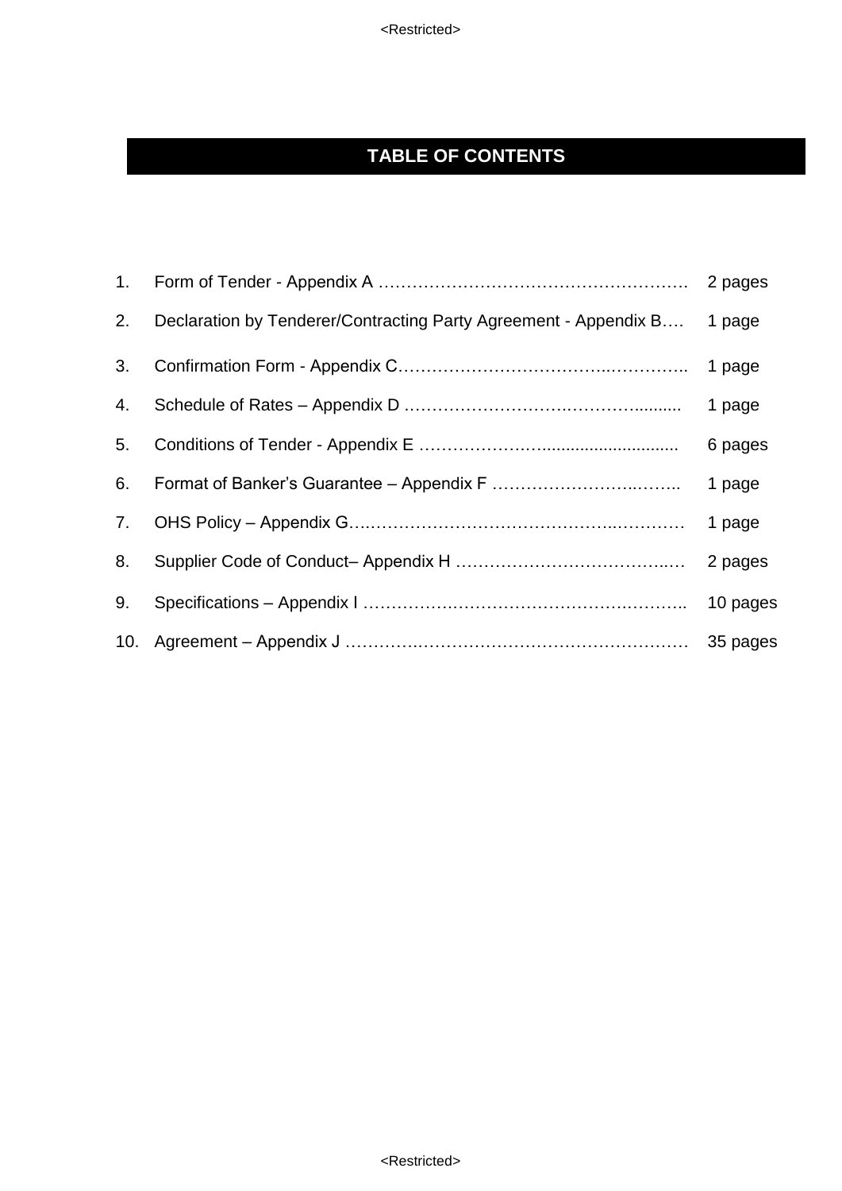# TABLE OF CONTENTS

| No. | Item | Pages |
|---|---|---|
| 1. | Form of Tender - Appendix A | 2 pages |
| 2. | Declaration by Tenderer/Contracting Party Agreement - Appendix B | 1 page |
| 3. | Confirmation Form - Appendix C | 1 page |
| 4. | Schedule of Rates – Appendix D | 1 page |
| 5. | Conditions of Tender - Appendix E | 6 pages |
| 6. | Format of Banker's Guarantee – Appendix F | 1 page |
| 7. | OHS Policy – Appendix G | 1 page |
| 8. | Supplier Code of Conduct– Appendix H | 2 pages |
| 9. | Specifications – Appendix I | 10 pages |
| 10. | Agreement – Appendix J | 35 pages |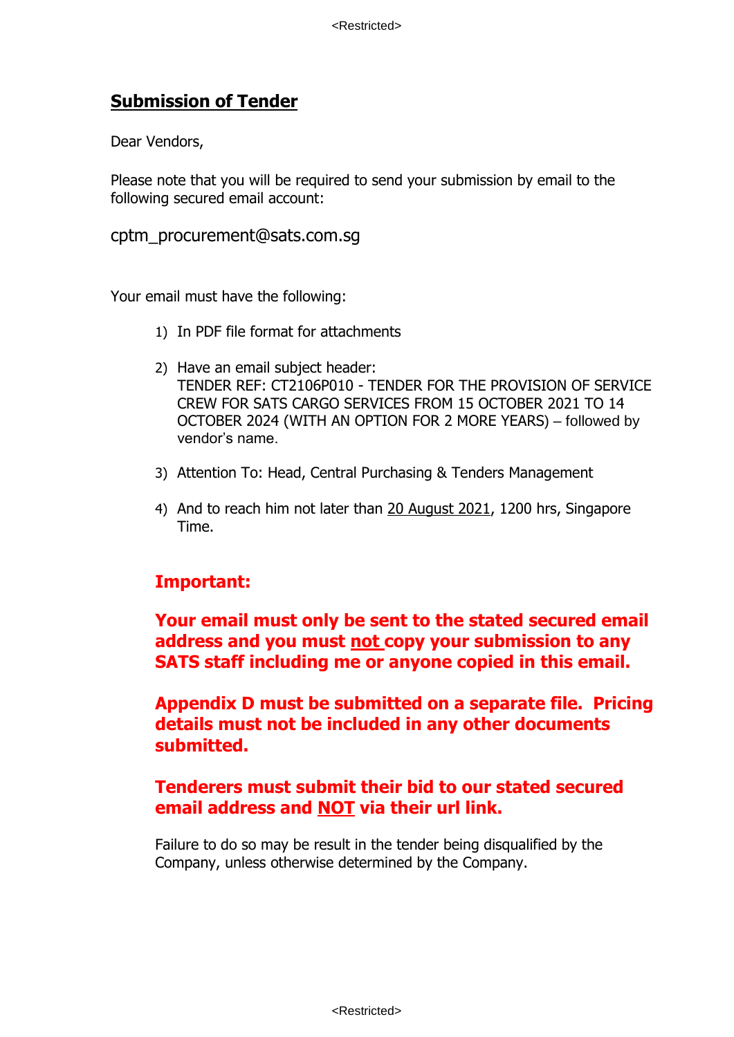## **Submission of Tender**

Dear Vendors,

Please note that you will be required to send your submission by email to the following secured email account:

cptm_procurement@sats.com.sg

Your email must have the following:

1) In PDF file format for attachments

2) Have an email subject header:
   TENDER REF: CT2106P010 - TENDER FOR THE PROVISION OF SERVICE CREW FOR SATS CARGO SERVICES FROM 15 OCTOBER 2021 TO 14 OCTOBER 2024 (WITH AN OPTION FOR 2 MORE YEARS) – followed by vendor's name.

3) Attention To: Head, Central Purchasing & Tenders Management

4) And to reach him not later than 20 August 2021, 1200 hrs, Singapore Time.

**Important:**

**Your email must only be sent to the stated secured email address and you must not copy your submission to any SATS staff including me or anyone copied in this email.**

**Appendix D must be submitted on a separate file. Pricing details must not be included in any other documents submitted.**

**Tenderers must submit their bid to our stated secured email address and NOT via their url link.**

Failure to do so may be result in the tender being disqualified by the Company, unless otherwise determined by the Company.